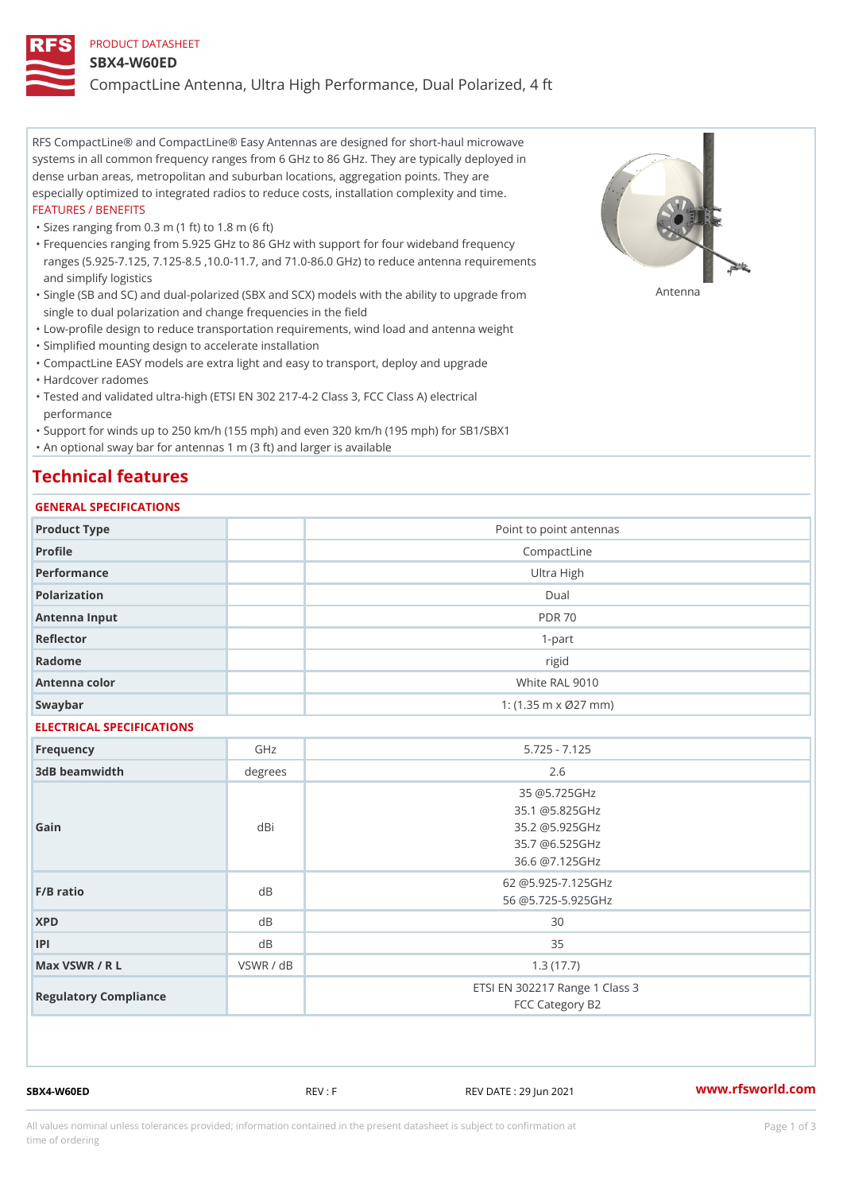PRODUCT DATASHEET

# SBX4-W60ED

CompactLine Antenna, Ultra High Performance, Dual Polarized, 4 ft

RFS CompactLine® and CompactLine® Easy Antennas are designed for short-haul microwave systems in all common frequency ranges from 6 GHz to 86 GHz. They are typically deployed in dense urban areas, metropolitan and suburban locations, aggregation points. They are especially optimized to integrated radios to reduce costs, installation complexity and time.

FEATURES / BENEFITS

- Sizes ranging from 0.3 m (1 ft) to 1.8 m (6 ft)
- Frequencies ranging from 5.925 GHz to 86 GHz with support for four wideband frequency ranges (5.925-7.125, 7.125-8.5 ,10.0-11.7, and 71.0-86.0 GHz) to reduce antenna requirements and simplify logistics
- Single (SB and SC) and dual-polarized (SBX and SCX) models with the ability to upgrade from single to dual polarization and change frequencies in the field
- Low-profile design to reduce transportation requirements, wind load and antenna weight
- Simplified mounting design to accelerate installation
- CompactLine EASY models are extra light and easy to transport, deploy and upgrade
- Hardcover radomes
- Tested and validated ultra-high (ETSI EN 302 217-4-2 Class 3, FCC Class A) electrical performance
- Support for winds up to 250 km/h (155 mph) and even 320 km/h (195 mph) for SB1/SBX1
- An optional sway bar for antennas 1 m (3 ft) and larger is available

Antenna

## Technical features

### GENERAL SPECIFICATIONS

| | | |
|---|---|---|
| Product Type | | Point to point antennas |
| Profile | | CompactLine |
| Performance | | Ultra High |
| Polarization | | Dual |
| Antenna Input | | PDR 70 |
| Reflector | | 1-part |
| Radome | | rigid |
| Antenna color | | White RAL 9010 |
| Swaybar | | 1: (1.35 m x Ø27 mm) |

### ELECTRICAL SPECIFICATIONS

| | | |
|---|---|---|
| Frequency | GHz | 5.725 - 7.125 |
| 3dB beamwidth | degrees | 2.6 |
| Gain | dBi | 35 @5.725GHz<br>35.1 @5.825GHz<br>35.2 @5.925GHz<br>35.7 @6.525GHz<br>36.6 @7.125GHz |
| F/B ratio | dB | 62 @5.925-7.125GHz<br>56 @5.725-5.925GHz |
| XPD | dB | 30 |
| IPI | dB | 35 |
| Max VSWR / R L | VSWR / dB | 1.3 (17.7) |
| Regulatory Compliance | | ETSI EN 302217 Range 1 Class 3<br>FCC Category B2 |

SBX4-W60ED REV : F REV DATE : 29 Jun 2021 www.rfsworld.com

All values nominal unless tolerances provided; information contained in the present datasheet is subject to confirmation at time of ordering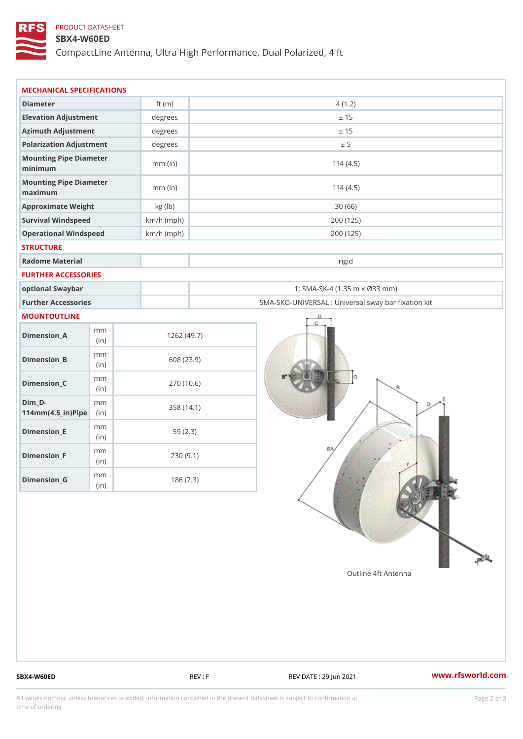PRODUCT DATASHEET

# SBX4-W60ED

CompactLine Antenna, Ultra High Performance, Dual Polarized, 4 ft

## MECHANICAL SPECIFICATIONS

| | | |
|---|---|---|
| Diameter | ft (m) | 4 (1.2) |
| Elevation Adjustment | degrees | ± 15 |
| Azimuth Adjustment | degrees | ± 15 |
| Polarization Adjustment | degrees | ± 5 |
| Mounting Pipe Diameter minimum | mm (in) | 114 (4.5) |
| Mounting Pipe Diameter maximum | mm (in) | 114 (4.5) |
| Approximate Weight | kg (lb) | 30 (66) |
| Survival Windspeed | km/h (mph) | 200 (125) |
| Operational Windspeed | km/h (mph) | 200 (125) |

## STRUCTURE

| | | |
|---|---|---|
| Radome Material | | rigid |

## FURTHER ACCESSORIES

| | | |
|---|---|---|
| optional Swaybar | | 1: SMA-SK-4 (1.35 m x Ø33 mm) |
| Further Accessories | | SMA-SKO-UNIVERSAL : Universal sway bar fixation kit |

## MOUNTOUTLINE

| | | |
|---|---|---|
| Dimension_A | mm (in) | 1262 (49.7) |
| Dimension_B | mm (in) | 608 (23.9) |
| Dimension_C | mm (in) | 270 (10.6) |
| Dim_D-114mm(4.5_in)Pipe | mm (in) | 358 (14.1) |
| Dimension_E | mm (in) | 59 (2.3) |
| Dimension_F | mm (in) | 230 (9.1) |
| Dimension_G | mm (in) | 186 (7.3) |

Outline 4ft Antenna

SBX4-W60ED REV : F REV DATE : 29 Jun 2021 www.rfsworld.com

All values nominal unless tolerances provided; information contained in the present datasheet is subject to confirmation at time of ordering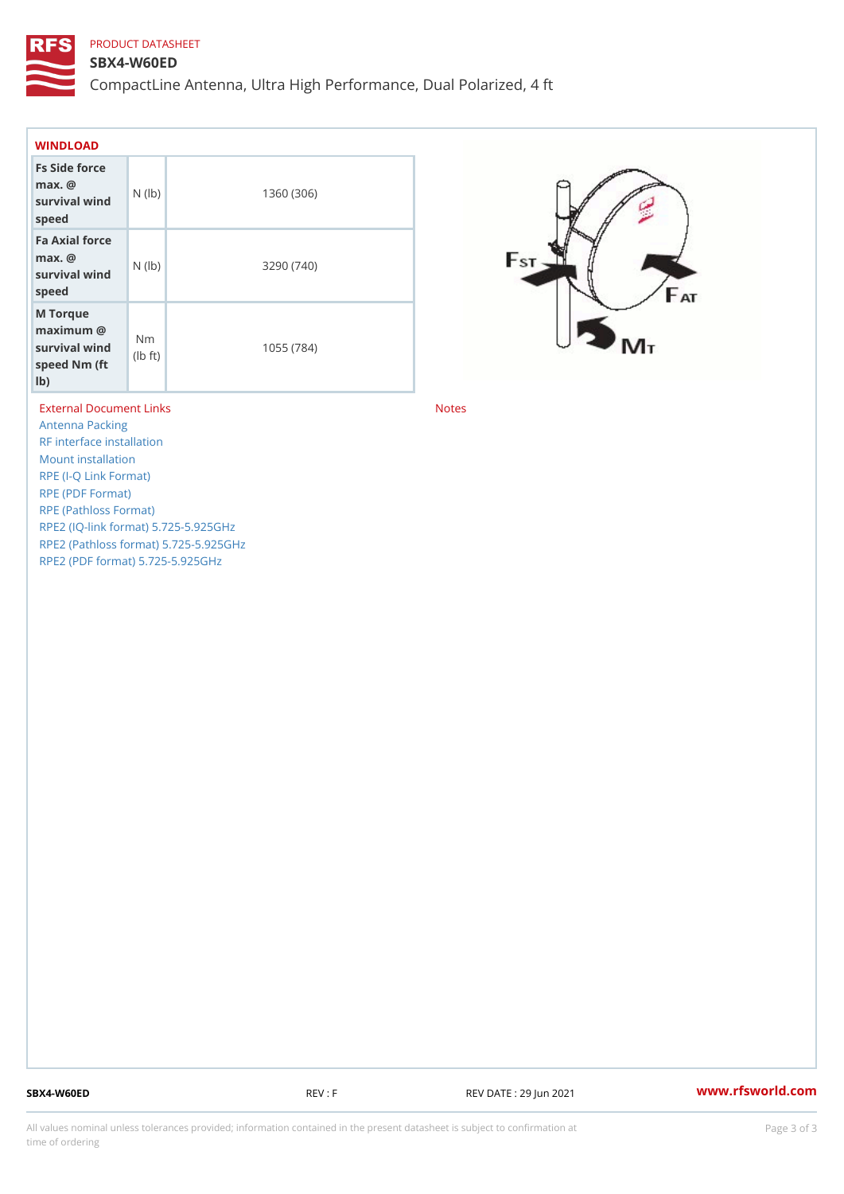# SBX4-W60ED

CompactLine Antenna, Ultra High Performance, Dual Polarized, 4 ft

## WINDLOAD

| | | |
|---|---|---|
| Fs Side force max. @ survival wind speed | N (lb) | 1360 (306) |
| Fa Axial force max. @ survival wind speed | N (lb) | 3290 (740) |
| M Torque maximum @ survival wind speed Nm (ft lb) | Nm (lb ft) | 1055 (784) |

FST

FAT

MT

### External Document Links

- Antenna Packing
- RF interface installation
- Mount installation
- RPE (I-Q Link Format)
- RPE (PDF Format)
- RPE (Pathloss Format)
- RPE2 (IQ-link format) 5.725-5.925GHz
- RPE2 (Pathloss format) 5.725-5.925GHz
- RPE2 (PDF format) 5.725-5.925GHz

### Notes

SBX4-W60ED | REV : F | REV DATE : 29 Jun 2021 | www.rfsworld.com

All values nominal unless tolerances provided; information contained in the present datasheet is subject to confirmation at time of ordering